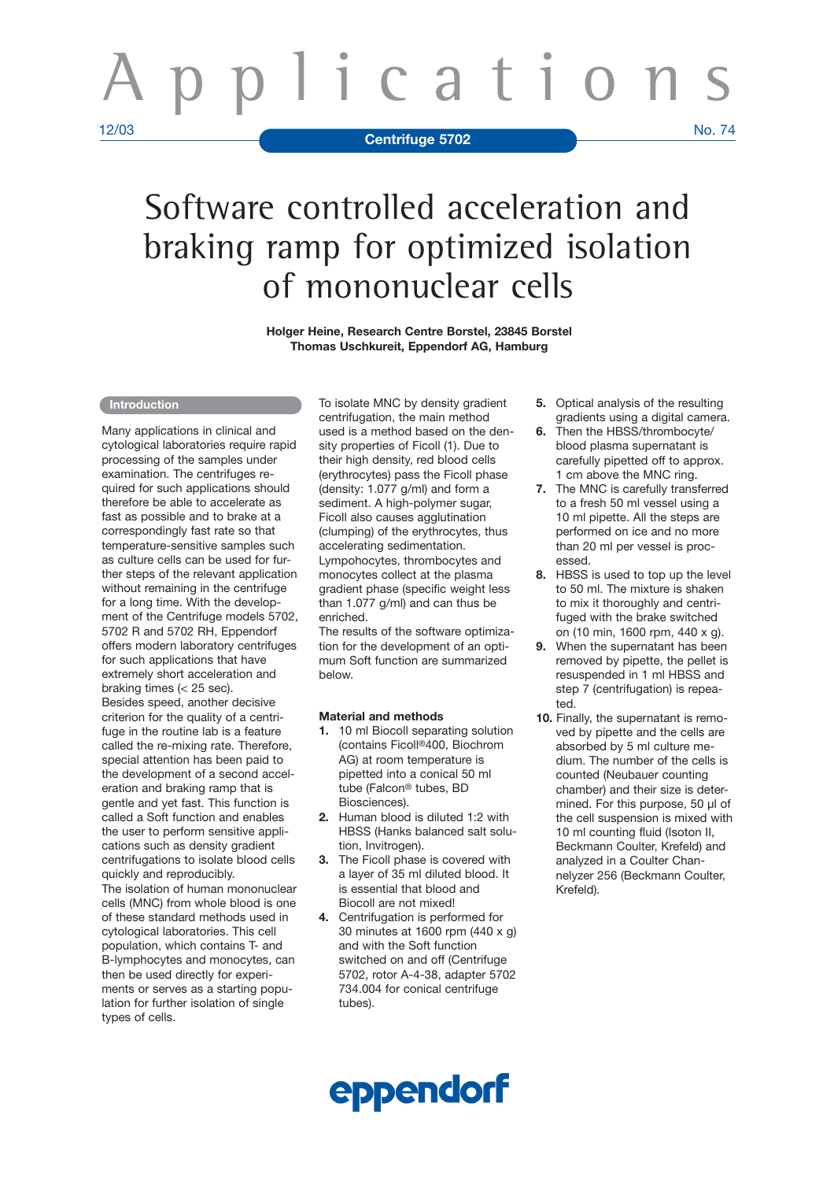# Applications

12/03 Centrifuge 5702 No. 74

# Software controlled acceleration and braking ramp for optimized isolation of mononuclear cells

**Holger Heine, Research Centre Borstel, 23845 Borstel**
**Thomas Uschkureit, Eppendorf AG, Hamburg**

## Introduction

Many applications in clinical and cytological laboratories require rapid processing of the samples under examination. The centrifuges required for such applications should therefore be able to accelerate as fast as possible and to brake at a correspondingly fast rate so that temperature-sensitive samples such as culture cells can be used for further steps of the relevant application without remaining in the centrifuge for a long time. With the development of the Centrifuge models 5702, 5702 R and 5702 RH, Eppendorf offers modern laboratory centrifuges for such applications that have extremely short acceleration and braking times (< 25 sec).

Besides speed, another decisive criterion for the quality of a centrifuge in the routine lab is a feature called the re-mixing rate. Therefore, special attention has been paid to the development of a second acceleration and braking ramp that is gentle and yet fast. This function is called a Soft function and enables the user to perform sensitive applications such as density gradient centrifugations to isolate blood cells quickly and reproducibly.

The isolation of human mononuclear cells (MNC) from whole blood is one of these standard methods used in cytological laboratories. This cell population, which contains T- and B-lymphocytes and monocytes, can then be used directly for experiments or serves as a starting population for further isolation of single types of cells.

To isolate MNC by density gradient centrifugation, the main method used is a method based on the density properties of Ficoll (1). Due to their high density, red blood cells (erythrocytes) pass the Ficoll phase (density: 1.077 g/ml) and form a sediment. A high-polymer sugar, Ficoll also causes agglutination (clumping) of the erythrocytes, thus accelerating sedimentation. Lympocytes, thrombocytes and monocytes collect at the plasma gradient phase (specific weight less than 1.077 g/ml) and can thus be enriched.

The results of the software optimization for the development of an optimum Soft function are summarized below.

## Material and methods

1. 10 ml Biocoll separating solution (contains Ficoll®400, Biochrom AG) at room temperature is pipetted into a conical 50 ml tube (Falcon® tubes, BD Biosciences).
2. Human blood is diluted 1:2 with HBSS (Hanks balanced salt solution, Invitrogen).
3. The Ficoll phase is covered with a layer of 35 ml diluted blood. It is essential that blood and Biocoll are not mixed!
4. Centrifugation is performed for 30 minutes at 1600 rpm (440 x g) and with the Soft function switched on and off (Centrifuge 5702, rotor A-4-38, adapter 5702 734.004 for conical centrifuge tubes).
5. Optical analysis of the resulting gradients using a digital camera.
6. Then the HBSS/thrombocyte/blood plasma supernatant is carefully pipetted off to approx. 1 cm above the MNC ring.
7. The MNC is carefully transferred to a fresh 50 ml vessel using a 10 ml pipette. All the steps are performed on ice and no more than 20 ml per vessel is processed.
8. HBSS is used to top up the level to 50 ml. The mixture is shaken to mix it thoroughly and centrifuged with the brake switched on (10 min, 1600 rpm, 440 x g).
9. When the supernatant has been removed by pipette, the pellet is resuspended in 1 ml HBSS and step 7 (centrifugation) is repeated.
10. Finally, the supernatant is removed by pipette and the cells are absorbed by 5 ml culture medium. The number of the cells is counted (Neubauer counting chamber) and their size is determined. For this purpose, 50 µl of the cell suspension is mixed with 10 ml counting fluid (Isoton II, Beckmann Coulter, Krefeld) and analyzed in a Coulter Channelyzer 256 (Beckmann Coulter, Krefeld).

eppendorf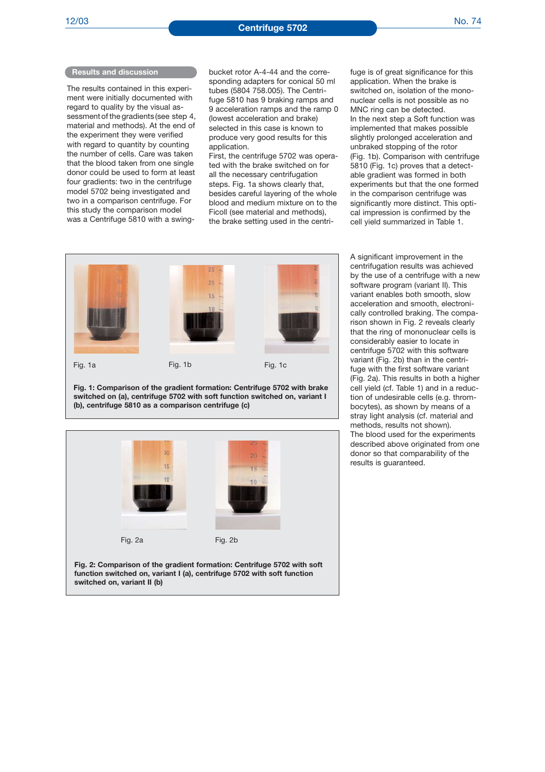## Results and discussion

The results contained in this experiment were initially documented with regard to quality by the visual assessment of the gradients (see step 4, material and methods). At the end of the experiment they were verified with regard to quantity by counting the number of cells. Care was taken that the blood taken from one single donor could be used to form at least four gradients: two in the centrifuge model 5702 being investigated and two in a comparison centrifuge. For this study the comparison model was a Centrifuge 5810 with a swing-bucket rotor A-4-44 and the corresponding adapters for conical 50 ml tubes (5804 758.005). The Centrifuge 5810 has 9 braking ramps and 9 acceleration ramps and the ramp 0 (lowest acceleration and brake) selected in this case is known to produce very good results for this application.

First, the centrifuge 5702 was operated with the brake switched on for all the necessary centrifugation steps. Fig. 1a shows clearly that, besides careful layering of the whole blood and medium mixture on to the Ficoll (see material and methods), the brake setting used in the centrifuge is of great significance for this application. When the brake is switched on, isolation of the mononuclear cells is not possible as no MNC ring can be detected.

In the next step a Soft function was implemented that makes possible slightly prolonged acceleration and unbraked stopping of the rotor (Fig. 1b). Comparison with centrifuge 5810 (Fig. 1c) proves that a detectable gradient was formed in both experiments but that the one formed in the comparison centrifuge was significantly more distinct. This optical impression is confirmed by the cell yield summarized in Table 1.

Fig. 1a

Fig. 1b

Fig. 1c

**Fig. 1: Comparison of the gradient formation: Centrifuge 5702 with brake switched on (a), centrifuge 5702 with soft function switched on, variant I (b), centrifuge 5810 as a comparison centrifuge (c)**

Fig. 2a

Fig. 2b

**Fig. 2: Comparison of the gradient formation: Centrifuge 5702 with soft function switched on, variant I (a), centrifuge 5702 with soft function switched on, variant II (b)**

A significant improvement in the centrifugation results was achieved by the use of a centrifuge with a new software program (variant II). This variant enables both smooth, slow acceleration and smooth, electronically controlled braking. The comparison shown in Fig. 2 reveals clearly that the ring of mononuclear cells is considerably easier to locate in centrifuge 5702 with this software variant (Fig. 2b) than in the centrifuge with the first software variant (Fig. 2a). This results in both a higher cell yield (cf. Table 1) and in a reduction of undesirable cells (e.g. thrombocytes), as shown by means of a stray light analysis (cf. material and methods, results not shown).

The blood used for the experiments described above originated from one donor so that comparability of the results is guaranteed.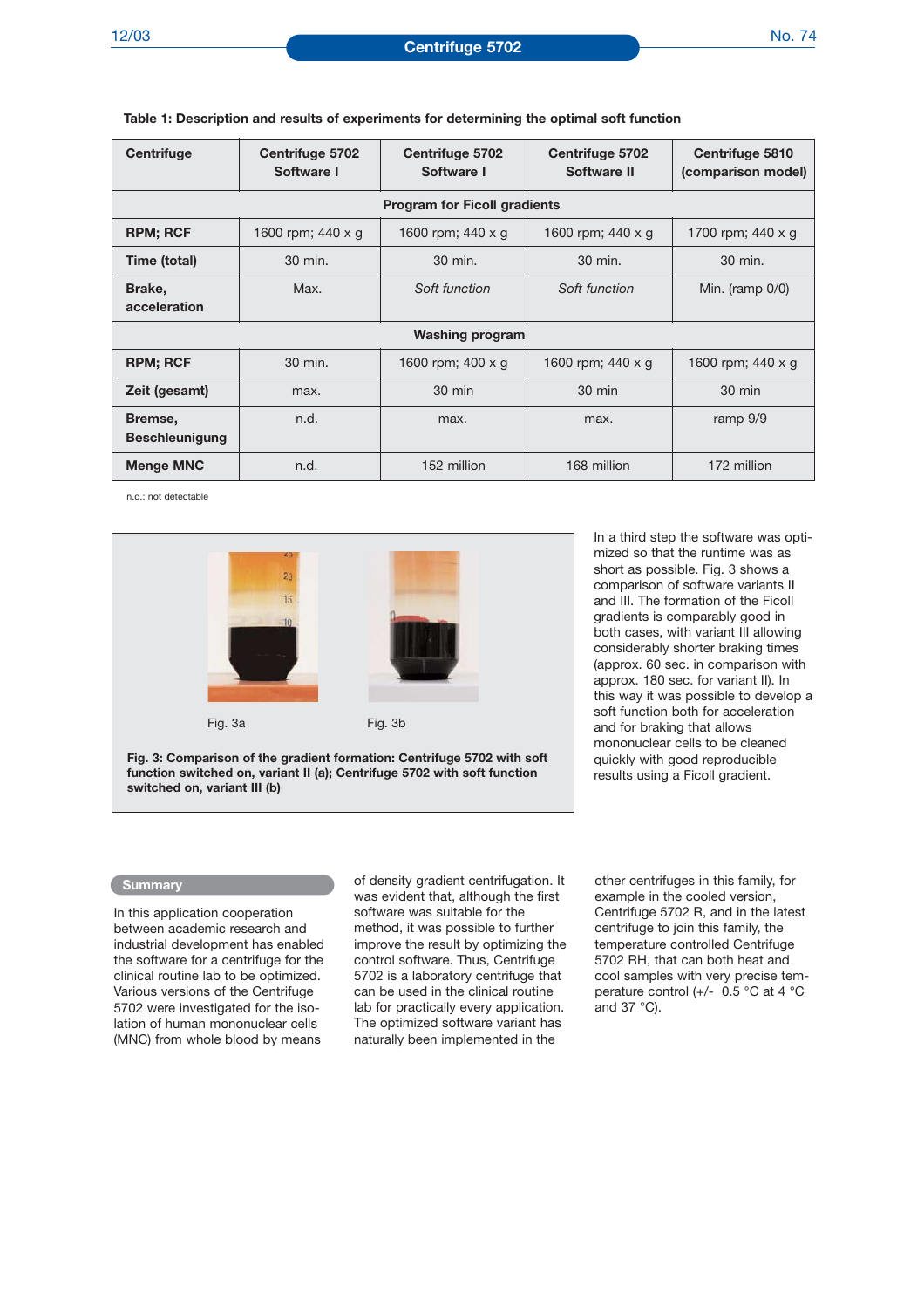**Table 1: Description and results of experiments for determining the optimal soft function**

| Centrifuge | Centrifuge 5702 Software I | Centrifuge 5702 Software I | Centrifuge 5702 Software II | Centrifuge 5810 (comparison model) |
|---|---|---|---|---|
| | | **Program for Ficoll gradients** | | |
| **RPM; RCF** | 1600 rpm; 440 x g | 1600 rpm; 440 x g | 1600 rpm; 440 x g | 1700 rpm; 440 x g |
| **Time (total)** | 30 min. | 30 min. | 30 min. | 30 min. |
| **Brake, acceleration** | Max. | *Soft function* | *Soft function* | Min. (ramp 0/0) |
| | | **Washing program** | | |
| **RPM; RCF** | 30 min. | 1600 rpm; 400 x g | 1600 rpm; 440 x g | 1600 rpm; 440 x g |
| **Zeit (gesamt)** | max. | 30 min | 30 min | 30 min |
| **Bremse, Beschleunigung** | n.d. | max. | max. | ramp 9/9 |
| **Menge MNC** | n.d. | 152 million | 168 million | 172 million |

n.d.: not detectable

Fig. 3a

Fig. 3b

**Fig. 3: Comparison of the gradient formation: Centrifuge 5702 with soft function switched on, variant II (a); Centrifuge 5702 with soft function switched on, variant III (b)**

In a third step the software was optimized so that the runtime was as short as possible. Fig. 3 shows a comparison of software variants II and III. The formation of the Ficoll gradients is comparably good in both cases, with variant III allowing considerably shorter braking times (approx. 60 sec. in comparison with approx. 180 sec. for variant II). In this way it was possible to develop a soft function both for acceleration and for braking that allows mononuclear cells to be cleaned quickly with good reproducible results using a Ficoll gradient.

## Summary

In this application cooperation between academic research and industrial development has enabled the software for a centrifuge for the clinical routine lab to be optimized. Various versions of the Centrifuge 5702 were investigated for the isolation of human mononuclear cells (MNC) from whole blood by means of density gradient centrifugation. It was evident that, although the first software was suitable for the method, it was possible to further improve the result by optimizing the control software. Thus, Centrifuge 5702 is a laboratory centrifuge that can be used in the clinical routine lab for practically every application. The optimized software variant has naturally been implemented in the other centrifuges in this family, for example in the cooled version, Centrifuge 5702 R, and in the latest centrifuge to join this family, the temperature controlled Centrifuge 5702 RH, that can both heat and cool samples with very precise temperature control (+/- 0.5 °C at 4 °C and 37 °C).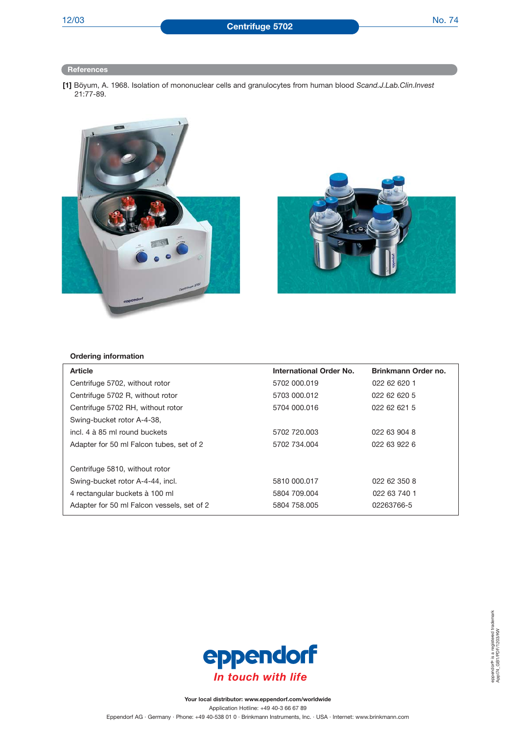## References

**[1]** Böyum, A. 1968. Isolation of mononuclear cells and granulocytes from human blood *Scand.J.Lab.Clin.Invest* 21:77-89.

### Ordering information

| Article | International Order No. | Brinkmann Order no. |
|---|---|---|
| Centrifuge 5702, without rotor | 5702 000.019 | 022 62 620 1 |
| Centrifuge 5702 R, without rotor | 5703 000.012 | 022 62 620 5 |
| Centrifuge 5702 RH, without rotor | 5704 000.016 | 022 62 621 5 |
| Swing-bucket rotor A-4-38, | | |
| incl. 4 à 85 ml round buckets | 5702 720.003 | 022 63 904 8 |
| Adapter for 50 ml Falcon tubes, set of 2 | 5702 734.004 | 022 63 922 6 |
| | | |
| Centrifuge 5810, without rotor | | |
| Swing-bucket rotor A-4-44, incl. | 5810 000.017 | 022 62 350 8 |
| 4 rectangular buckets à 100 ml | 5804 709.004 | 022 63 740 1 |
| Adapter for 50 ml Falcon vessels, set of 2 | 5804 758.005 | 02263766-5 |

eppendorf
*In touch with life*

**Your local distributor: www.eppendorf.com/worldwide**
Application Hotline: +49 40-3 66 67 89
Eppendorf AG · Germany · Phone: +49 40-538 01 0 · Brinkmann Instruments, Inc. · USA · Internet: www.brinkmann.com

eppendorf® is a registered trademark
App74_GB1/PDF/1203/KW